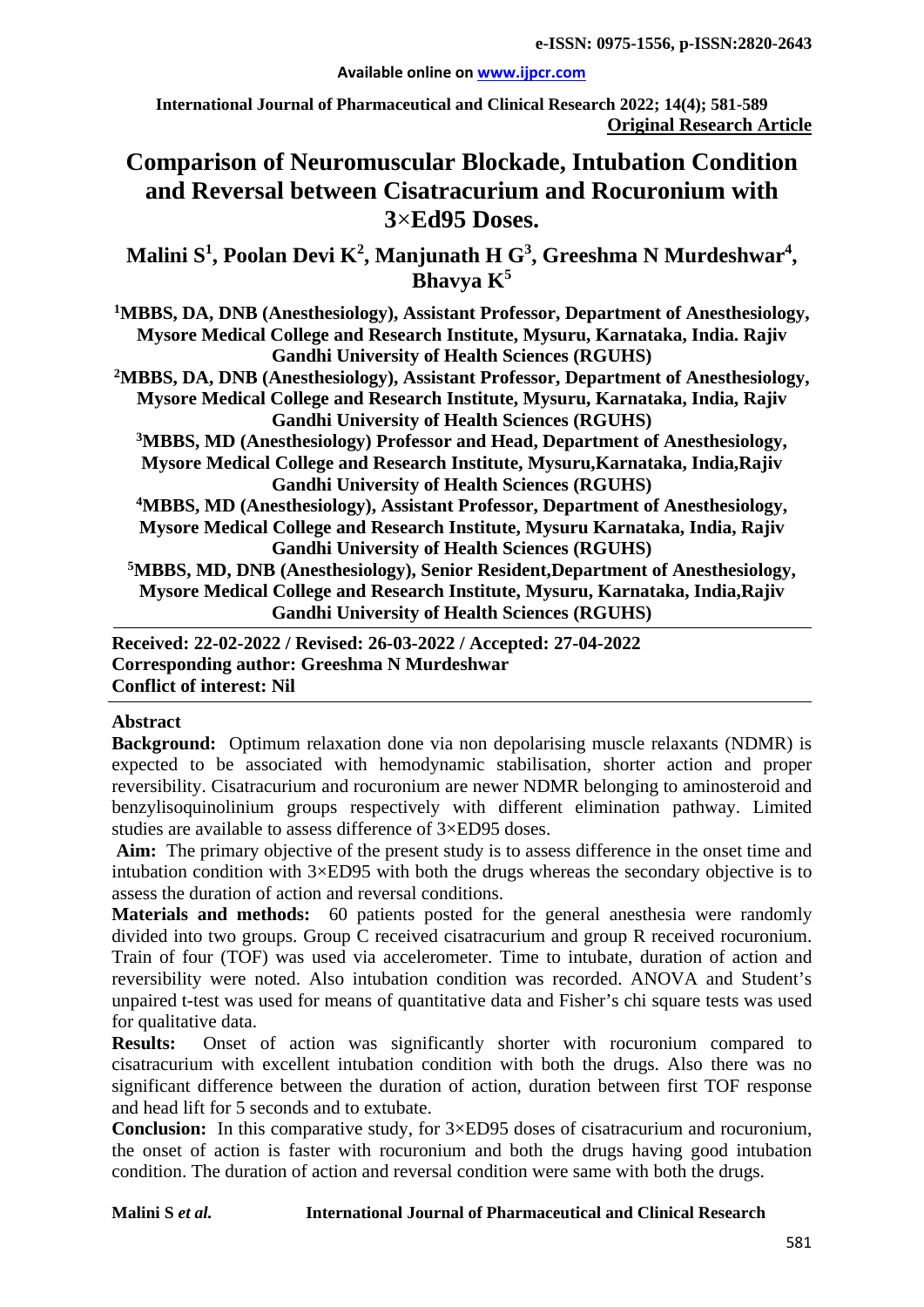**Original Research Article**

# Comparison of Neuromuscular Blockade, Intubation Condition and Reversal between Cisatracurium and Rocuronium with 3×Ed95 Doses.

**Malini S[1], Poolan Devi K[2], Manjunath H G[3], Greeshma N Murdeshwar[4], Bhavya K[5]**

[1]MBBS, DA, DNB (Anesthesiology), Assistant Professor, Department of Anesthesiology, Mysore Medical College and Research Institute, Mysuru, Karnataka, India. Rajiv Gandhi University of Health Sciences (RGUHS)

[2]MBBS, DA, DNB (Anesthesiology), Assistant Professor, Department of Anesthesiology, Mysore Medical College and Research Institute, Mysuru, Karnataka, India, Rajiv Gandhi University of Health Sciences (RGUHS)

[3]MBBS, MD (Anesthesiology) Professor and Head, Department of Anesthesiology, Mysore Medical College and Research Institute, Mysuru,Karnataka, India,Rajiv Gandhi University of Health Sciences (RGUHS)

[4]MBBS, MD (Anesthesiology), Assistant Professor, Department of Anesthesiology, Mysore Medical College and Research Institute, Mysuru Karnataka, India, Rajiv Gandhi University of Health Sciences (RGUHS)

[5]MBBS, MD, DNB (Anesthesiology), Senior Resident,Department of Anesthesiology, Mysore Medical College and Research Institute, Mysuru, Karnataka, India,Rajiv Gandhi University of Health Sciences (RGUHS)

**Received: 22-02-2022 / Revised: 26-03-2022 / Accepted: 27-04-2022**
**Corresponding author: Greeshma N Murdeshwar**
**Conflict of interest: Nil**

## Abstract

**Background:** Optimum relaxation done via non depolarising muscle relaxants (NDMR) is expected to be associated with hemodynamic stabilisation, shorter action and proper reversibility. Cisatracurium and rocuronium are newer NDMR belonging to aminosteroid and benzylisoquinolinium groups respectively with different elimination pathway. Limited studies are available to assess difference of 3×ED95 doses.

**Aim:** The primary objective of the present study is to assess difference in the onset time and intubation condition with 3×ED95 with both the drugs whereas the secondary objective is to assess the duration of action and reversal conditions.

**Materials and methods:** 60 patients posted for the general anesthesia were randomly divided into two groups. Group C received cisatracurium and group R received rocuronium. Train of four (TOF) was used via accelerometer. Time to intubate, duration of action and reversibility were noted. Also intubation condition was recorded. ANOVA and Student's unpaired t-test was used for means of quantitative data and Fisher's chi square tests was used for qualitative data.

**Results:** Onset of action was significantly shorter with rocuronium compared to cisatracurium with excellent intubation condition with both the drugs. Also there was no significant difference between the duration of action, duration between first TOF response and head lift for 5 seconds and to extubate.

**Conclusion:** In this comparative study, for 3×ED95 doses of cisatracurium and rocuronium, the onset of action is faster with rocuronium and both the drugs having good intubation condition. The duration of action and reversal condition were same with both the drugs.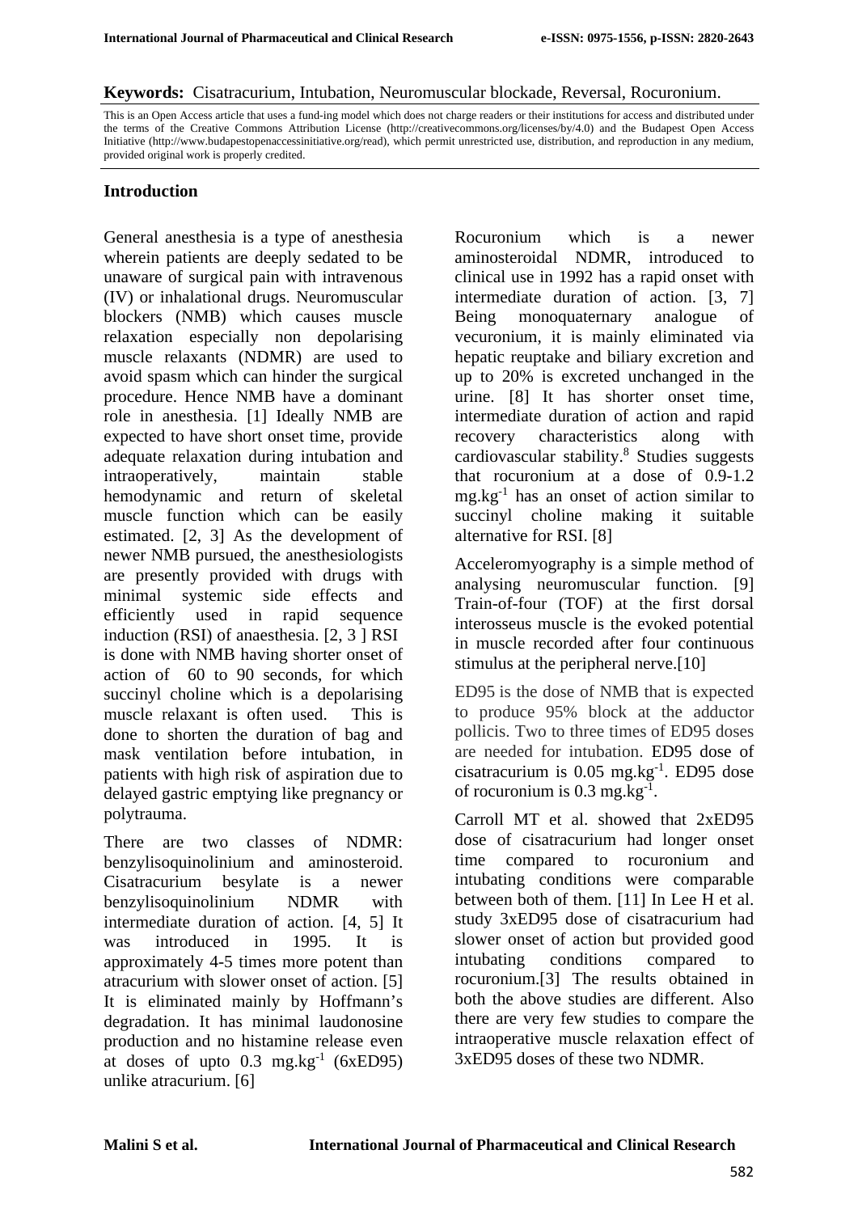**Keywords:** Cisatracurium, Intubation, Neuromuscular blockade, Reversal, Rocuronium.

This is an Open Access article that uses a fund-ing model which does not charge readers or their institutions for access and distributed under the terms of the Creative Commons Attribution License (http://creativecommons.org/licenses/by/4.0) and the Budapest Open Access Initiative (http://www.budapestopenaccessinitiative.org/read), which permit unrestricted use, distribution, and reproduction in any medium, provided original work is properly credited.

## Introduction

General anesthesia is a type of anesthesia wherein patients are deeply sedated to be unaware of surgical pain with intravenous (IV) or inhalational drugs. Neuromuscular blockers (NMB) which causes muscle relaxation especially non depolarising muscle relaxants (NDMR) are used to avoid spasm which can hinder the surgical procedure. Hence NMB have a dominant role in anesthesia. [1] Ideally NMB are expected to have short onset time, provide adequate relaxation during intubation and intraoperatively, maintain stable hemodynamic and return of skeletal muscle function which can be easily estimated. [2, 3] As the development of newer NMB pursued, the anesthesiologists are presently provided with drugs with minimal systemic side effects and efficiently used in rapid sequence induction (RSI) of anaesthesia. [2, 3 ] RSI is done with NMB having shorter onset of action of 60 to 90 seconds, for which succinyl choline which is a depolarising muscle relaxant is often used. This is done to shorten the duration of bag and mask ventilation before intubation, in patients with high risk of aspiration due to delayed gastric emptying like pregnancy or polytrauma.

There are two classes of NDMR: benzylisoquinolinium and aminosteroid. Cisatracurium besylate is a newer benzylisoquinolinium NDMR with intermediate duration of action. [4, 5] It was introduced in 1995. It is approximately 4-5 times more potent than atracurium with slower onset of action. [5] It is eliminated mainly by Hoffmann's degradation. It has minimal laudonosine production and no histamine release even at doses of upto 0.3 $mg.kg^{-1}$ (6xED95) unlike atracurium. [6]

Rocuronium which is a newer aminosteroidal NDMR, introduced to clinical use in 1992 has a rapid onset with intermediate duration of action. [3, 7] Being monoquaternary analogue of vecuronium, it is mainly eliminated via hepatic reuptake and biliary excretion and up to 20% is excreted unchanged in the urine. [8] It has shorter onset time, intermediate duration of action and rapid recovery characteristics along with cardiovascular stability.[8] Studies suggests that rocuronium at a dose of 0.9-1.2 $mg.kg^{-1}$ has an onset of action similar to succinyl choline making it suitable alternative for RSI. [8]

Acceleromyography is a simple method of analysing neuromuscular function. [9] Train-of-four (TOF) at the first dorsal interosseus muscle is the evoked potential in muscle recorded after four continuous stimulus at the peripheral nerve.[10]

ED95 is the dose of NMB that is expected to produce 95% block at the adductor pollicis. Two to three times of ED95 doses are needed for intubation. ED95 dose of cisatracurium is 0.05 $mg.kg^{-1}$. ED95 dose of rocuronium is 0.3 $mg.kg^{-1}$.

Carroll MT et al. showed that 2xED95 dose of cisatracurium had longer onset time compared to rocuronium and intubating conditions were comparable between both of them. [11] In Lee H et al. study 3xED95 dose of cisatracurium had slower onset of action but provided good intubating conditions compared to rocuronium.[3] The results obtained in both the above studies are different. Also there are very few studies to compare the intraoperative muscle relaxation effect of 3xED95 doses of these two NDMR.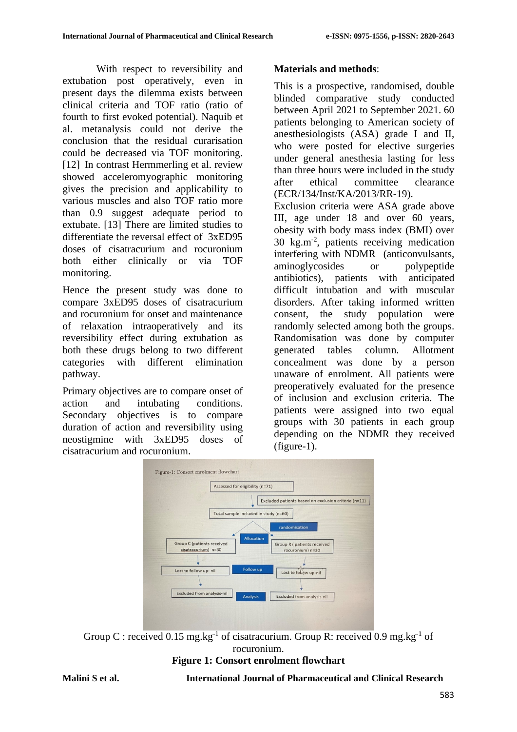With respect to reversibility and extubation post operatively, even in present days the dilemma exists between clinical criteria and TOF ratio (ratio of fourth to first evoked potential). Naquib et al. metanalysis could not derive the conclusion that the residual curarisation could be decreased via TOF monitoring.[12] In contrast Hermmerling et al. review showed acceleromyographic monitoring gives the precision and applicability to various muscles and also TOF ratio more than 0.9 suggest adequate period to extubate.[13] There are limited studies to differentiate the reversal effect of 3xED95 doses of cisatracurium and rocuronium both either clinically or via TOF monitoring.

Hence the present study was done to compare 3xED95 doses of cisatracurium and rocuronium for onset and maintenance of relaxation intraoperatively and its reversibility effect during extubation as both these drugs belong to two different categories with different elimination pathway.

Primary objectives are to compare onset of action and intubating conditions. Secondary objectives is to compare duration of action and reversibility using neostigmine with 3xED95 doses of cisatracurium and rocuronium.

## Materials and methods:

This is a prospective, randomised, double blinded comparative study conducted between April 2021 to September 2021. 60 patients belonging to American society of anesthesiologists (ASA) grade I and II, who were posted for elective surgeries under general anesthesia lasting for less than three hours were included in the study after ethical committee clearance (ECR/134/Inst/KA/2013/RR-19).

Exclusion criteria were ASA grade above III, age under 18 and over 60 years, obesity with body mass index (BMI) over 30 kg.m$^{-2}$, patients receiving medication interfering with NDMR (anticonvulsants, aminoglycosides or polypeptide antibiotics), patients with anticipated difficult intubation and with muscular disorders. After taking informed written consent, the study population were randomly selected among both the groups. Randomisation was done by computer generated tables column. Allotment concealment was done by a person unaware of enrolment. All patients were preoperatively evaluated for the presence of inclusion and exclusion criteria. The patients were assigned into two equal groups with 30 patients in each group depending on the NDMR they received (figure-1).

Figure-1: Consort enrolment flowchart

- Assessed for eligibility (n=71)
- Excluded patients based on exclusion criteria (n=11)
- Total sample included in study (n=60)
- randomisation
- Allocation: Group C (patients received cisatracurium) n=30 | Group R ( patients received rocuronium) n=30
- Follow up: Lost to follow up- nil | Lost to follow up-nil
- Analysis: Excluded from analysis-nil | Excluded from analysis-nil

Group C : received 0.15 mg.kg$^{-1}$ of cisatracurium. Group R: received 0.9 mg.kg$^{-1}$ of rocuronium.

**Figure 1: Consort enrolment flowchart**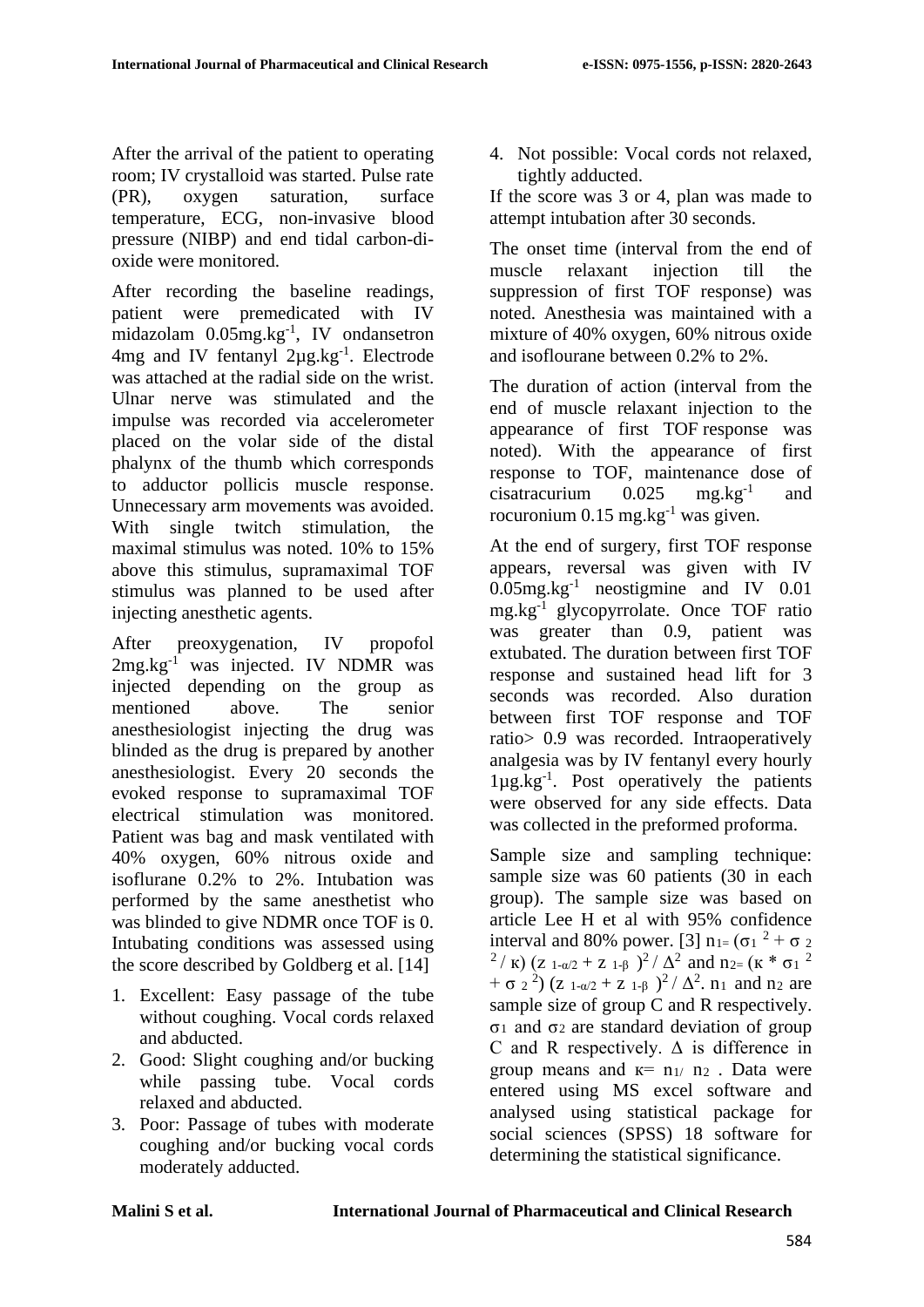After the arrival of the patient to operating room; IV crystalloid was started. Pulse rate (PR), oxygen saturation, surface temperature, ECG, non-invasive blood pressure (NIBP) and end tidal carbon-di-oxide were monitored.

After recording the baseline readings, patient were premedicated with IV midazolam $0.05 mg.kg^{-1}$, IV ondansetron 4mg and IV fentanyl $2 \mu g.kg^{-1}$. Electrode was attached at the radial side on the wrist. Ulnar nerve was stimulated and the impulse was recorded via accelerometer placed on the volar side of the distal phalynx of the thumb which corresponds to adductor pollicis muscle response. Unnecessary arm movements was avoided. With single twitch stimulation, the maximal stimulus was noted. 10% to 15% above this stimulus, supramaximal TOF stimulus was planned to be used after injecting anesthetic agents.

After preoxygenation, IV propofol $2 mg.kg^{-1}$ was injected. IV NDMR was injected depending on the group as mentioned above. The senior anesthesiologist injecting the drug was blinded as the drug is prepared by another anesthesiologist. Every 20 seconds the evoked response to supramaximal TOF electrical stimulation was monitored. Patient was bag and mask ventilated with 40% oxygen, 60% nitrous oxide and isoflurane 0.2% to 2%. Intubation was performed by the same anesthetist who was blinded to give NDMR once TOF is 0. Intubating conditions was assessed using the score described by Goldberg et al. [14]

1. Excellent: Easy passage of the tube without coughing. Vocal cords relaxed and abducted.
2. Good: Slight coughing and/or bucking while passing tube. Vocal cords relaxed and abducted.
3. Poor: Passage of tubes with moderate coughing and/or bucking vocal cords moderately adducted.
4. Not possible: Vocal cords not relaxed, tightly adducted.

If the score was 3 or 4, plan was made to attempt intubation after 30 seconds.

The onset time (interval from the end of muscle relaxant injection till the suppression of first TOF response) was noted. Anesthesia was maintained with a mixture of 40% oxygen, 60% nitrous oxide and isoflourane between 0.2% to 2%.

The duration of action (interval from the end of muscle relaxant injection to the appearance of first TOF response was noted). With the appearance of first response to TOF, maintenance dose of cisatracurium $0.025 mg.kg^{-1}$ and rocuronium $0.15 mg.kg^{-1}$ was given.

At the end of surgery, first TOF response appears, reversal was given with IV $0.05 mg.kg^{-1}$ neostigmine and IV $0.01 mg.kg^{-1}$ glycopyrrolate. Once TOF ratio was greater than 0.9, patient was extubated. The duration between first TOF response and sustained head lift for 3 seconds was recorded. Also duration between first TOF response and TOF ratio> 0.9 was recorded. Intraoperatively analgesia was by IV fentanyl every hourly $1 \mu g.kg^{-1}$. Post operatively the patients were observed for any side effects. Data was collected in the preformed proforma.

Sample size and sampling technique: sample size was 60 patients (30 in each group). The sample size was based on article Lee H et al with 95% confidence interval and 80% power. [3] $n_1 = (\sigma_1^{\,2} + \sigma_2^{\,2} / \kappa)\,(z_{1-\alpha/2} + z_{1-\beta})^2 / \Delta^2$ and $n_2 = (\kappa * \sigma_1^{\,2} + \sigma_2^{\,2})\,(z_{1-\alpha/2} + z_{1-\beta})^2 / \Delta^2$. $n_1$ and $n_2$ are sample size of group C and R respectively. $\sigma_1$ and $\sigma_2$ are standard deviation of group C and R respectively. $\Delta$ is difference in group means and $\kappa = n_1 / n_2$. Data were entered using MS excel software and analysed using statistical package for social sciences (SPSS) 18 software for determining the statistical significance.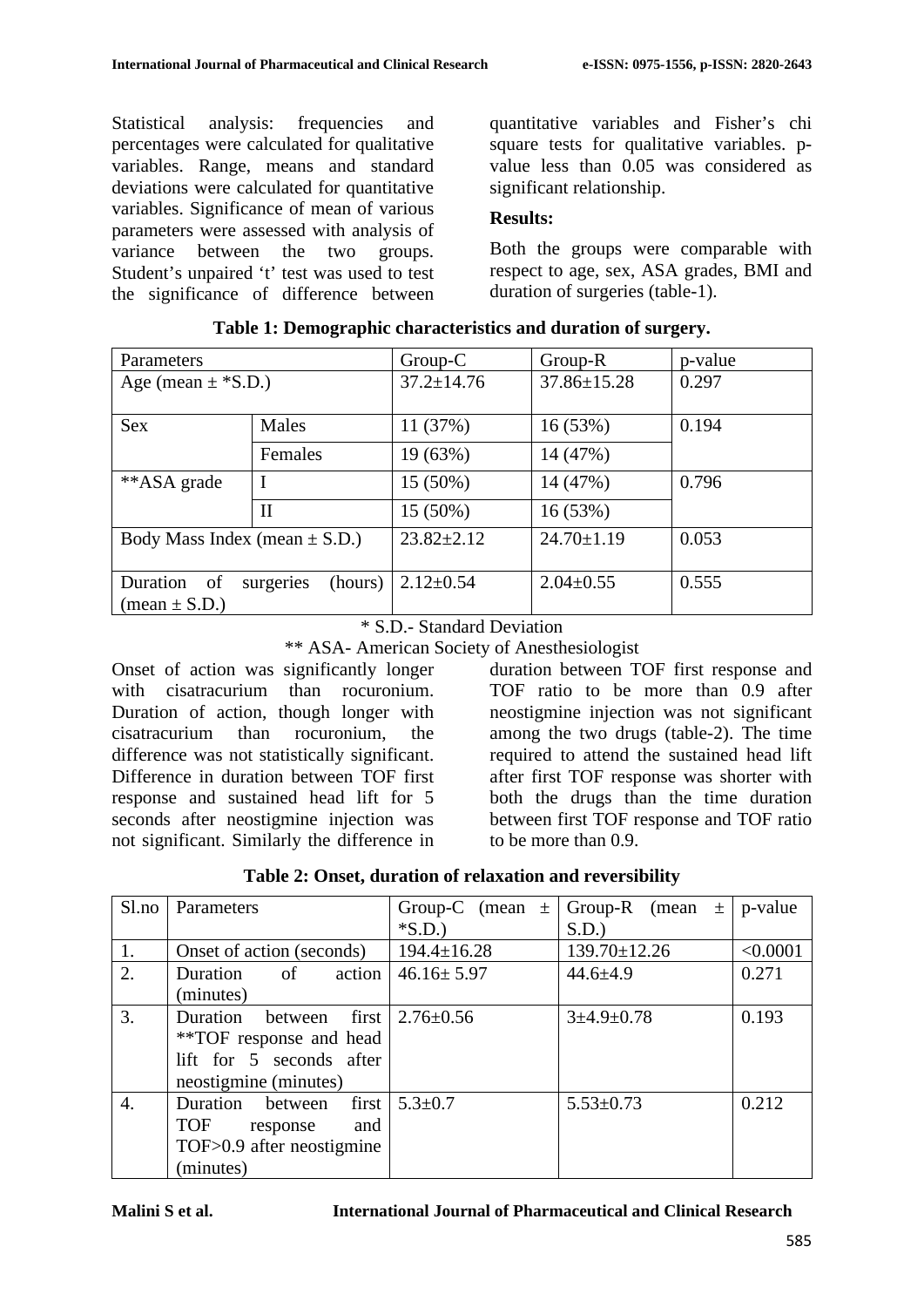Statistical analysis: frequencies and percentages were calculated for qualitative variables. Range, means and standard deviations were calculated for quantitative variables. Significance of mean of various parameters were assessed with analysis of variance between the two groups. Student's unpaired 't' test was used to test the significance of difference between quantitative variables and Fisher's chi square tests for qualitative variables. p-value less than 0.05 was considered as significant relationship.

**Results:**

Both the groups were comparable with respect to age, sex, ASA grades, BMI and duration of surgeries (table-1).

**Table 1: Demographic characteristics and duration of surgery.**

| Parameters | | Group-C | Group-R | p-value |
|---|---|---|---|---|
| Age (mean ± *S.D.) | | 37.2±14.76 | 37.86±15.28 | 0.297 |
| Sex | Males | 11 (37%) | 16 (53%) | 0.194 |
| | Females | 19 (63%) | 14 (47%) | |
| **ASA grade | I | 15 (50%) | 14 (47%) | 0.796 |
| | II | 15 (50%) | 16 (53%) | |
| Body Mass Index (mean ± S.D.) | | 23.82±2.12 | 24.70±1.19 | 0.053 |
| Duration of surgeries (hours) (mean ± S.D.) | | 2.12±0.54 | 2.04±0.55 | 0.555 |

\* S.D.- Standard Deviation

** ASA- American Society of Anesthesiologist

Onset of action was significantly longer with cisatracurium than rocuronium. Duration of action, though longer with cisatracurium than rocuronium, the difference was not statistically significant. Difference in duration between TOF first response and sustained head lift for 5 seconds after neostigmine injection was not significant. Similarly the difference in duration between TOF first response and TOF ratio to be more than 0.9 after neostigmine injection was not significant among the two drugs (table-2). The time required to attend the sustained head lift after first TOF response was shorter with both the drugs than the time duration between first TOF response and TOF ratio to be more than 0.9.

**Table 2: Onset, duration of relaxation and reversibility**

| Sl.no | Parameters | Group-C (mean ± *S.D.) | Group-R (mean ± S.D.) | p-value |
|---|---|---|---|---|
| 1. | Onset of action (seconds) | 194.4±16.28 | 139.70±12.26 | <0.0001 |
| 2. | Duration of action (minutes) | 46.16± 5.97 | 44.6±4.9 | 0.271 |
| 3. | Duration between first **TOF response and head lift for 5 seconds after neostigmine (minutes) | 2.76±0.56 | 3±4.9±0.78 | 0.193 |
| 4. | Duration between first TOF response and TOF>0.9 after neostigmine (minutes) | 5.3±0.7 | 5.53±0.73 | 0.212 |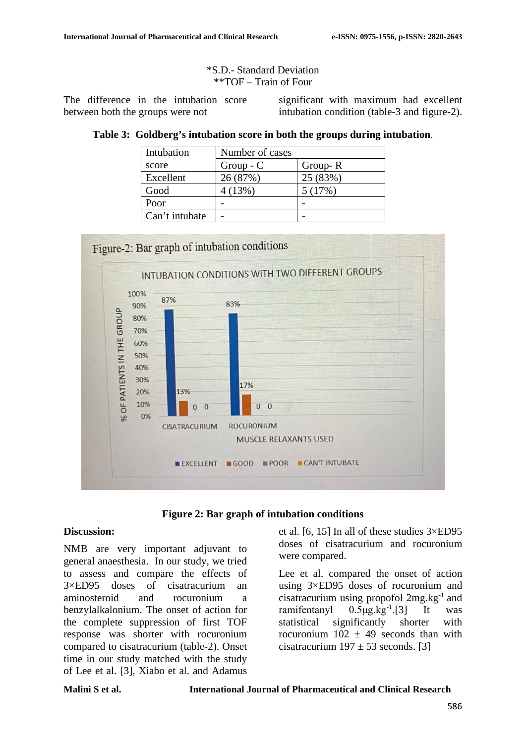*S.D.- Standard Deviation
**TOF – Train of Four

The difference in the intubation score between both the groups were not significant with maximum had excellent intubation condition (table-3 and figure-2).

**Table 3: Goldberg's intubation score in both the groups during intubation**.

| Intubation score | Number of cases | |
|---|---|---|
| | Group - C | Group- R |
| Excellent | 26 (87%) | 25 (83%) |
| Good | 4 (13%) | 5 (17%) |
| Poor | - | - |
| Can't intubate | - | - |

**Figure 2: Bar graph of intubation conditions**

**Discussion:**

NMB are very important adjuvant to general anaesthesia. In our study, we tried to assess and compare the effects of 3×ED95 doses of cisatracurium an aminosteroid and rocuronium a benzylalkalonium. The onset of action for the complete suppression of first TOF response was shorter with rocuronium compared to cisatracurium (table-2). Onset time in our study matched with the study of Lee et al. [3], Xiabo et al. and Adamus et al. [6, 15] In all of these studies 3×ED95 doses of cisatracurium and rocuronium were compared.

Lee et al. compared the onset of action using 3×ED95 doses of rocuronium and cisatracurium using propofol 2mg.kg$^{-1}$ and ramifentanyl 0.5µg.kg$^{-1}$.[3] It was statistical significantly shorter with rocuronium 102 ± 49 seconds than with cisatracurium 197 ± 53 seconds. [3]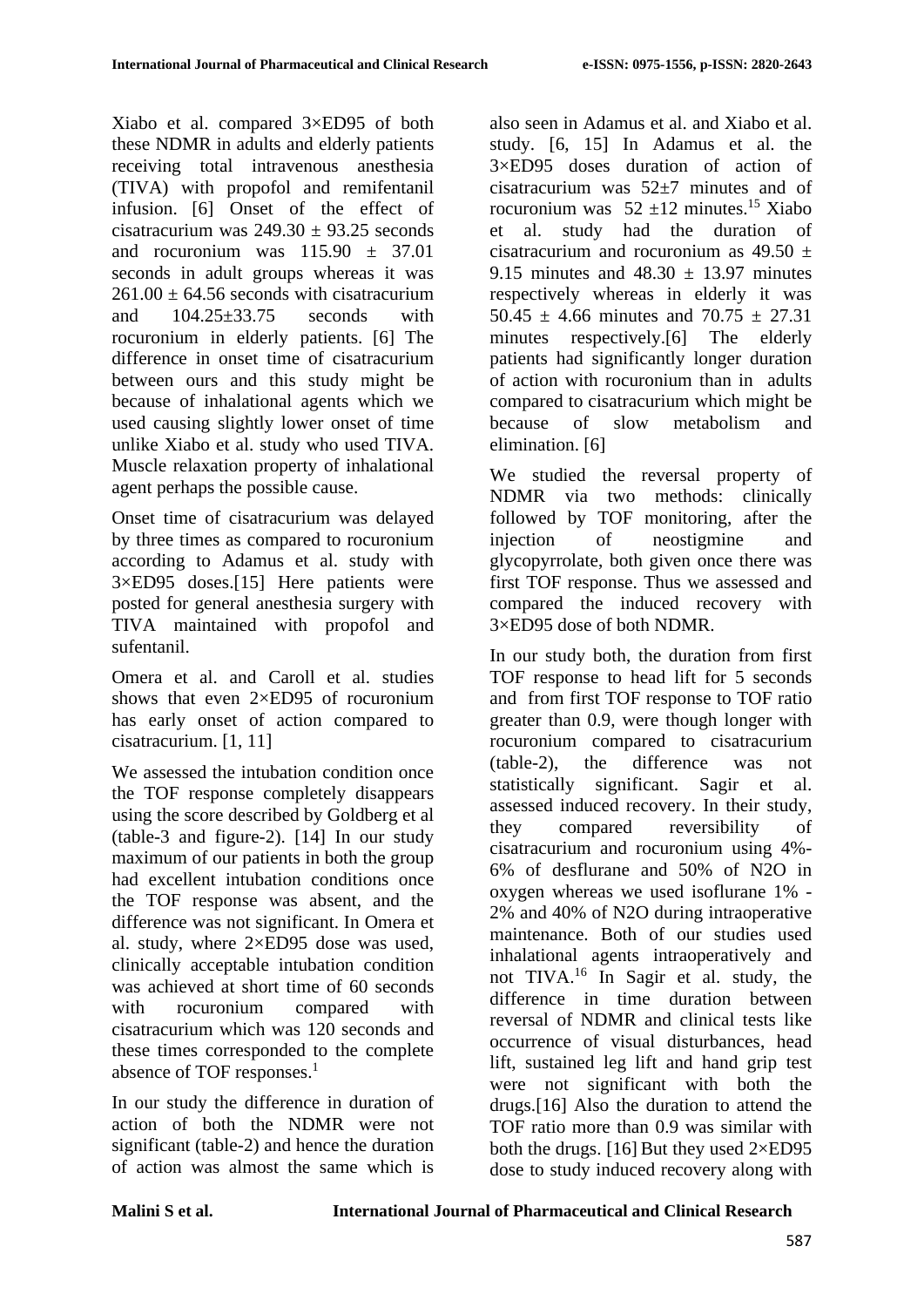Xiabo et al. compared 3×ED95 of both these NDMR in adults and elderly patients receiving total intravenous anesthesia (TIVA) with propofol and remifentanil infusion. [6] Onset of the effect of cisatracurium was 249.30 ± 93.25 seconds and rocuronium was 115.90 ± 37.01 seconds in adult groups whereas it was 261.00 ± 64.56 seconds with cisatracurium and 104.25±33.75 seconds with rocuronium in elderly patients. [6] The difference in onset time of cisatracurium between ours and this study might be because of inhalational agents which we used causing slightly lower onset of time unlike Xiabo et al. study who used TIVA. Muscle relaxation property of inhalational agent perhaps the possible cause.

Onset time of cisatracurium was delayed by three times as compared to rocuronium according to Adamus et al. study with 3×ED95 doses.[15] Here patients were posted for general anesthesia surgery with TIVA maintained with propofol and sufentanil.

Omera et al. and Caroll et al. studies shows that even 2×ED95 of rocuronium has early onset of action compared to cisatracurium. [1, 11]

We assessed the intubation condition once the TOF response completely disappears using the score described by Goldberg et al (table-3 and figure-2). [14] In our study maximum of our patients in both the group had excellent intubation conditions once the TOF response was absent, and the difference was not significant. In Omera et al. study, where 2×ED95 dose was used, clinically acceptable intubation condition was achieved at short time of 60 seconds with rocuronium compared with cisatracurium which was 120 seconds and these times corresponded to the complete absence of TOF responses.[1]

In our study the difference in duration of action of both the NDMR were not significant (table-2) and hence the duration of action was almost the same which is also seen in Adamus et al. and Xiabo et al. study. [6, 15] In Adamus et al. the 3×ED95 doses duration of action of cisatracurium was 52±7 minutes and of rocuronium was 52 ±12 minutes.[15] Xiabo et al. study had the duration of cisatracurium and rocuronium as 49.50 ± 9.15 minutes and 48.30 ± 13.97 minutes respectively whereas in elderly it was 50.45 ± 4.66 minutes and 70.75 ± 27.31 minutes respectively.[6] The elderly patients had significantly longer duration of action with rocuronium than in adults compared to cisatracurium which might be because of slow metabolism and elimination. [6]

We studied the reversal property of NDMR via two methods: clinically followed by TOF monitoring, after the injection of neostigmine and glycopyrrolate, both given once there was first TOF response. Thus we assessed and compared the induced recovery with 3×ED95 dose of both NDMR.

In our study both, the duration from first TOF response to head lift for 5 seconds and from first TOF response to TOF ratio greater than 0.9, were though longer with rocuronium compared to cisatracurium (table-2), the difference was not statistically significant. Sagir et al. assessed induced recovery. In their study, they compared reversibility of cisatracurium and rocuronium using 4%-6% of desflurane and 50% of $N_2O$ in oxygen whereas we used isoflurane 1% - 2% and 40% of $N_2O$ during intraoperative maintenance. Both of our studies used inhalational agents intraoperatively and not TIVA.[16] In Sagir et al. study, the difference in time duration between reversal of NDMR and clinical tests like occurrence of visual disturbances, head lift, sustained leg lift and hand grip test were not significant with both the drugs.[16] Also the duration to attend the TOF ratio more than 0.9 was similar with both the drugs. [16] But they used 2×ED95 dose to study induced recovery along with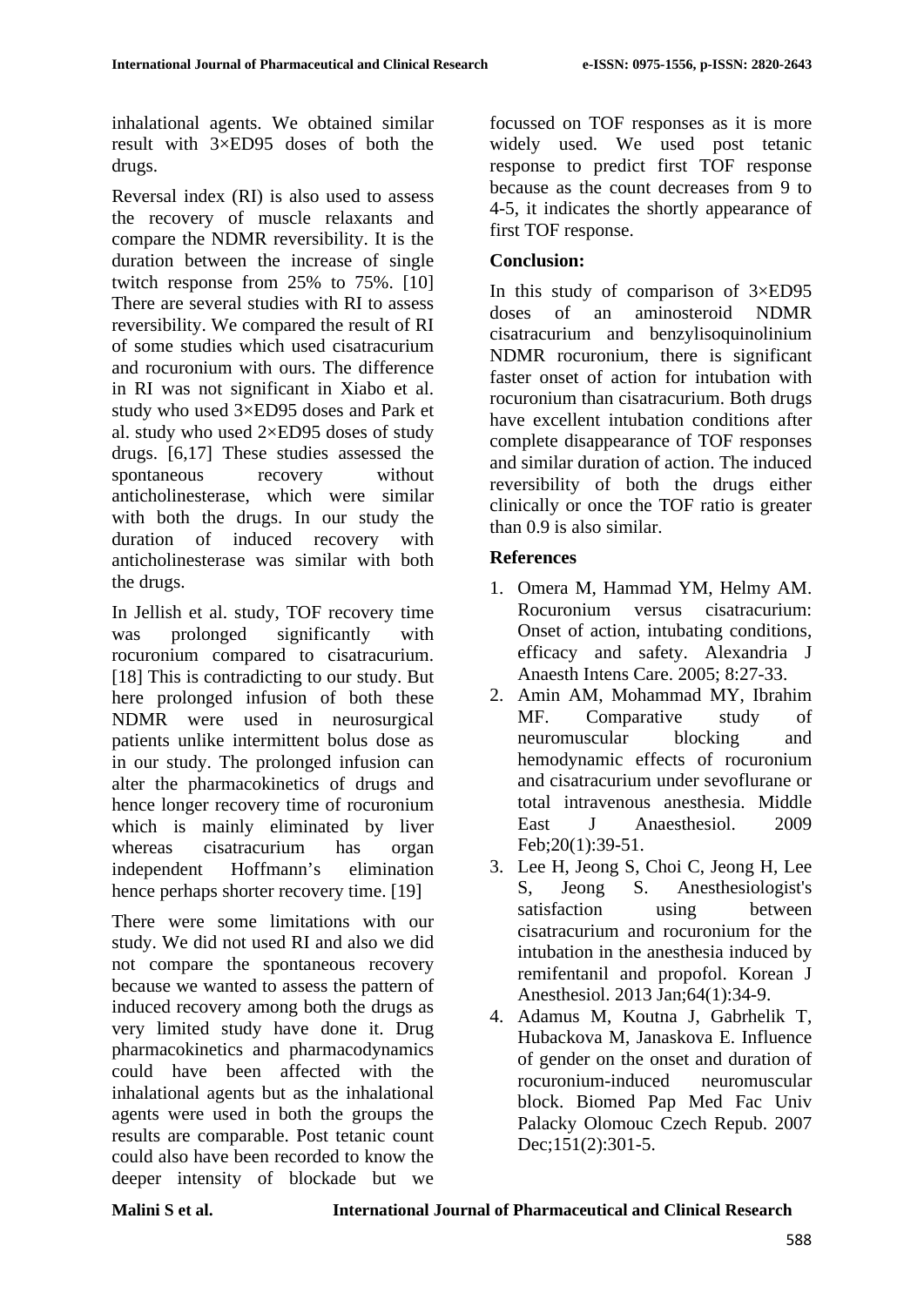inhalational agents. We obtained similar result with 3×ED95 doses of both the drugs.

Reversal index (RI) is also used to assess the recovery of muscle relaxants and compare the NDMR reversibility. It is the duration between the increase of single twitch response from 25% to 75%. [10] There are several studies with RI to assess reversibility. We compared the result of RI of some studies which used cisatracurium and rocuronium with ours. The difference in RI was not significant in Xiabo et al. study who used 3×ED95 doses and Park et al. study who used 2×ED95 doses of study drugs. [6,17] These studies assessed the spontaneous recovery without anticholinesterase, which were similar with both the drugs. In our study the duration of induced recovery with anticholinesterase was similar with both the drugs.

In Jellish et al. study, TOF recovery time was prolonged significantly with rocuronium compared to cisatracurium. [18] This is contradicting to our study. But here prolonged infusion of both these NDMR were used in neurosurgical patients unlike intermittent bolus dose as in our study. The prolonged infusion can alter the pharmacokinetics of drugs and hence longer recovery time of rocuronium which is mainly eliminated by liver whereas cisatracurium has organ independent Hoffmann's elimination hence perhaps shorter recovery time. [19]

There were some limitations with our study. We did not used RI and also we did not compare the spontaneous recovery because we wanted to assess the pattern of induced recovery among both the drugs as very limited study have done it. Drug pharmacokinetics and pharmacodynamics could have been affected with the inhalational agents but as the inhalational agents were used in both the groups the results are comparable. Post tetanic count could also have been recorded to know the deeper intensity of blockade but we focussed on TOF responses as it is more widely used. We used post tetanic response to predict first TOF response because as the count decreases from 9 to 4-5, it indicates the shortly appearance of first TOF response.

## Conclusion:

In this study of comparison of 3×ED95 doses of an aminosteroid NDMR cisatracurium and benzylisoquinolinium NDMR rocuronium, there is significant faster onset of action for intubation with rocuronium than cisatracurium. Both drugs have excellent intubation conditions after complete disappearance of TOF responses and similar duration of action. The induced reversibility of both the drugs either clinically or once the TOF ratio is greater than 0.9 is also similar.

## References

1. Omera M, Hammad YM, Helmy AM. Rocuronium versus cisatracurium: Onset of action, intubating conditions, efficacy and safety. Alexandria J Anaesth Intens Care. 2005; 8:27-33.
2. Amin AM, Mohammad MY, Ibrahim MF. Comparative study of neuromuscular blocking and hemodynamic effects of rocuronium and cisatracurium under sevoflurane or total intravenous anesthesia. Middle East J Anaesthesiol. 2009 Feb;20(1):39-51.
3. Lee H, Jeong S, Choi C, Jeong H, Lee S, Jeong S. Anesthesiologist's satisfaction using between cisatracurium and rocuronium for the intubation in the anesthesia induced by remifentanil and propofol. Korean J Anesthesiol. 2013 Jan;64(1):34-9.
4. Adamus M, Koutna J, Gabrhelik T, Hubackova M, Janaskova E. Influence of gender on the onset and duration of rocuronium-induced neuromuscular block. Biomed Pap Med Fac Univ Palacky Olomouc Czech Repub. 2007 Dec;151(2):301-5.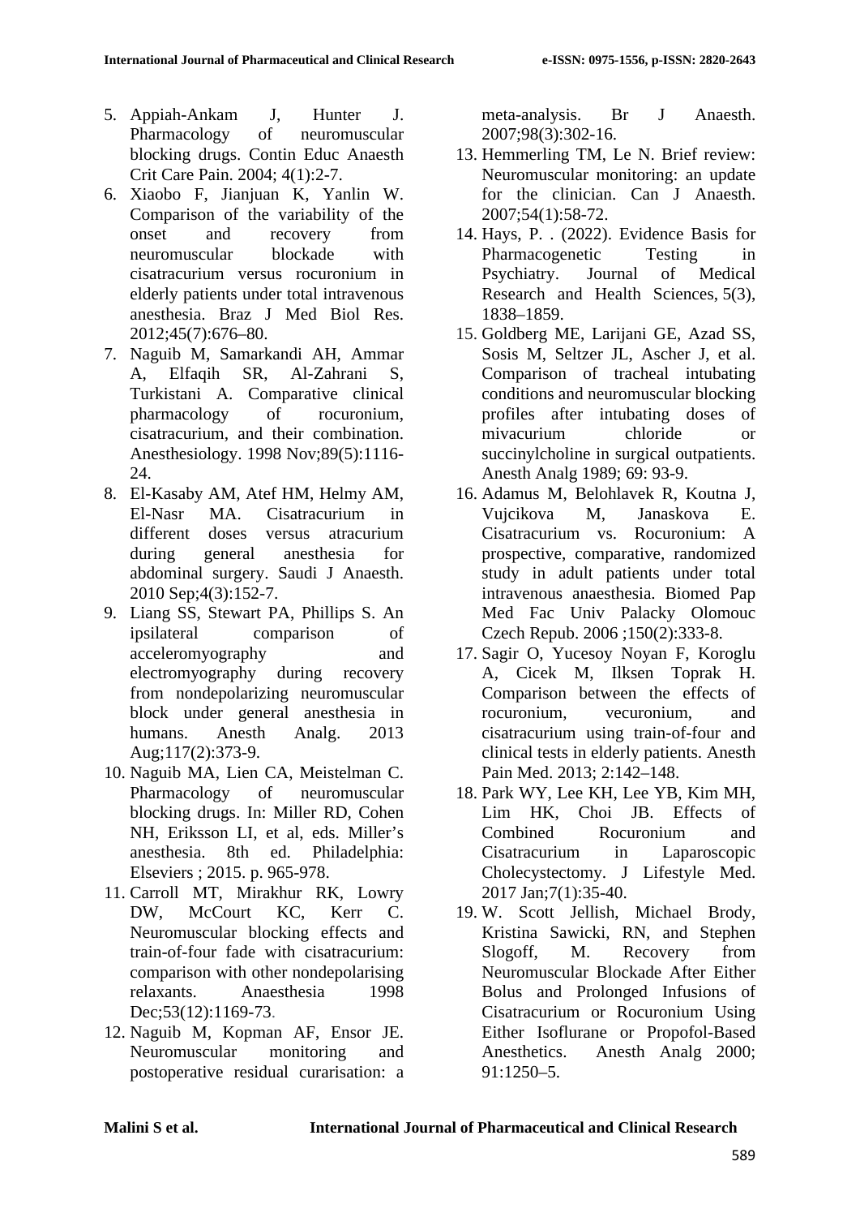5. Appiah-Ankam J, Hunter J. Pharmacology of neuromuscular blocking drugs. Contin Educ Anaesth Crit Care Pain. 2004; 4(1):2-7.
6. Xiaobo F, Jianjuan K, Yanlin W. Comparison of the variability of the onset and recovery from neuromuscular blockade with cisatracurium versus rocuronium in elderly patients under total intravenous anesthesia. Braz J Med Biol Res. 2012;45(7):676–80.
7. Naguib M, Samarkandi AH, Ammar A, Elfaqih SR, Al-Zahrani S, Turkistani A. Comparative clinical pharmacology of rocuronium, cisatracurium, and their combination. Anesthesiology. 1998 Nov;89(5):1116-24.
8. El-Kasaby AM, Atef HM, Helmy AM, El-Nasr MA. Cisatracurium in different doses versus atracurium during general anesthesia for abdominal surgery. Saudi J Anaesth. 2010 Sep;4(3):152-7.
9. Liang SS, Stewart PA, Phillips S. An ipsilateral comparison of acceleromyography and electromyography during recovery from nondepolarizing neuromuscular block under general anesthesia in humans. Anesth Analg. 2013 Aug;117(2):373-9.
10. Naguib MA, Lien CA, Meistelman C. Pharmacology of neuromuscular blocking drugs. In: Miller RD, Cohen NH, Eriksson LI, et al, eds. Miller's anesthesia. 8th ed. Philadelphia: Elseviers ; 2015. p. 965-978.
11. Carroll MT, Mirakhur RK, Lowry DW, McCourt KC, Kerr C. Neuromuscular blocking effects and train-of-four fade with cisatracurium: comparison with other nondepolarising relaxants. Anaesthesia 1998 Dec;53(12):1169-73.
12. Naguib M, Kopman AF, Ensor JE. Neuromuscular monitoring and postoperative residual curarisation: a meta-analysis. Br J Anaesth. 2007;98(3):302-16.
13. Hemmerling TM, Le N. Brief review: Neuromuscular monitoring: an update for the clinician. Can J Anaesth. 2007;54(1):58-72.
14. Hays, P. . (2022). Evidence Basis for Pharmacogenetic Testing in Psychiatry. Journal of Medical Research and Health Sciences, 5(3), 1838–1859.
15. Goldberg ME, Larijani GE, Azad SS, Sosis M, Seltzer JL, Ascher J, et al. Comparison of tracheal intubating conditions and neuromuscular blocking profiles after intubating doses of mivacurium chloride or succinylcholine in surgical outpatients. Anesth Analg 1989; 69: 93-9.
16. Adamus M, Belohlavek R, Koutna J, Vujcikova M, Janaskova E. Cisatracurium vs. Rocuronium: A prospective, comparative, randomized study in adult patients under total intravenous anaesthesia. Biomed Pap Med Fac Univ Palacky Olomouc Czech Repub. 2006 ;150(2):333-8.
17. Sagir O, Yucesoy Noyan F, Koroglu A, Cicek M, Ilksen Toprak H. Comparison between the effects of rocuronium, vecuronium, and cisatracurium using train-of-four and clinical tests in elderly patients. Anesth Pain Med. 2013; 2:142–148.
18. Park WY, Lee KH, Lee YB, Kim MH, Lim HK, Choi JB. Effects of Combined Rocuronium and Cisatracurium in Laparoscopic Cholecystectomy. J Lifestyle Med. 2017 Jan;7(1):35-40.
19. W. Scott Jellish, Michael Brody, Kristina Sawicki, RN, and Stephen Slogoff, M. Recovery from Neuromuscular Blockade After Either Bolus and Prolonged Infusions of Cisatracurium or Rocuronium Using Either Isoflurane or Propofol-Based Anesthetics. Anesth Analg 2000; 91:1250–5.